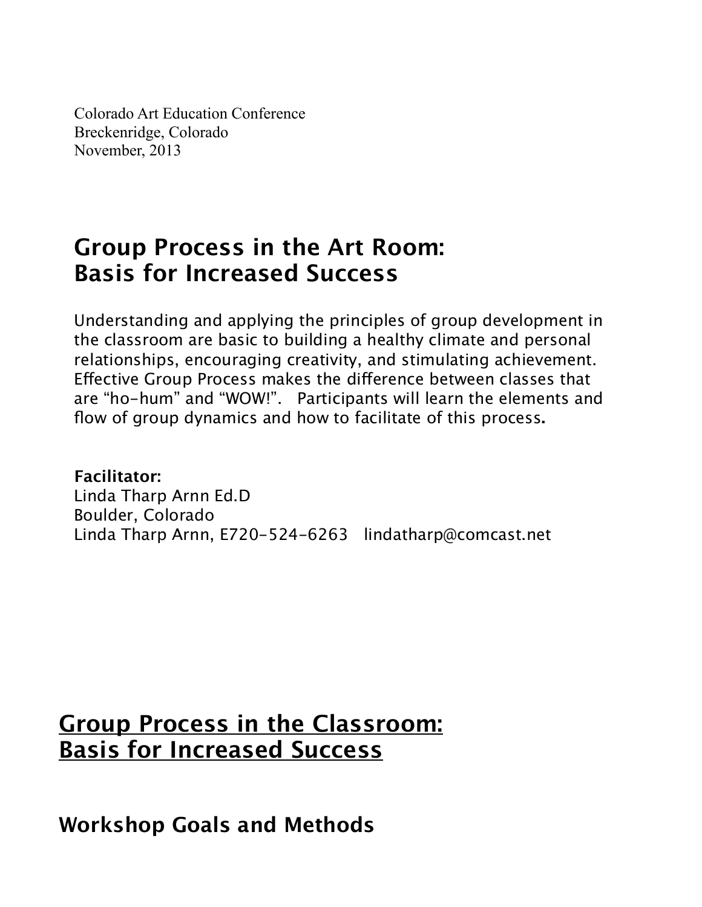Colorado Art Education Conference
Breckenridge, Colorado
November, 2013

# Group Process in the Art Room: Basis for Increased Success

Understanding and applying the principles of group development in the classroom are basic to building a healthy climate and personal relationships, encouraging creativity, and stimulating achievement. Effective Group Process makes the difference between classes that are "ho-hum" and "WOW!". Participants will learn the elements and flow of group dynamics and how to facilitate of this process**.**

**Facilitator:**
Linda Tharp Arnn Ed.D
Boulder, Colorado
Linda Tharp Arnn, E720-524-6263 lindatharp@comcast.net

# <u>Group Process in the Classroom: Basis for Increased Success</u>

## Workshop Goals and Methods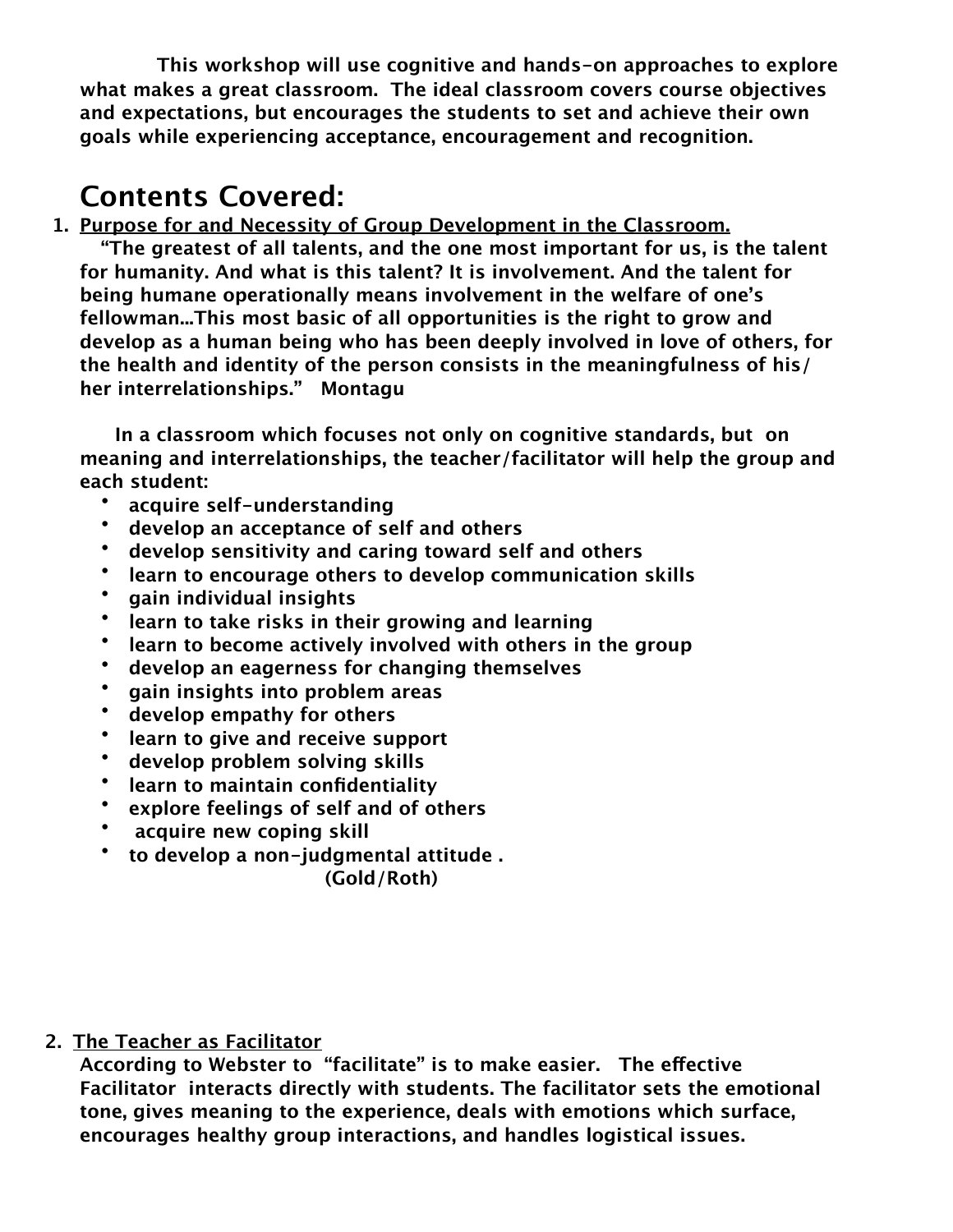**This workshop will use cognitive and hands-on approaches to explore what makes a great classroom. The ideal classroom covers course objectives and expectations, but encourages the students to set and achieve their own goals while experiencing acceptance, encouragement and recognition.**

## Contents Covered:

1. **<u>Purpose for and Necessity of Group Development in the Classroom.</u>**

   **"The greatest of all talents, and the one most important for us, is the talent for humanity. And what is this talent? It is involvement. And the talent for being humane operationally means involvement in the welfare of one's fellowman...This most basic of all opportunities is the right to grow and develop as a human being who has been deeply involved in love of others, for the health and identity of the person consists in the meaningfulness of his/her interrelationships." Montagu**

   **In a classroom which focuses not only on cognitive standards, but on meaning and interrelationships, the teacher/facilitator will help the group and each student:**

   - **acquire self-understanding**
   - **develop an acceptance of self and others**
   - **develop sensitivity and caring toward self and others**
   - **learn to encourage others to develop communication skills**
   - **gain individual insights**
   - **learn to take risks in their growing and learning**
   - **learn to become actively involved with others in the group**
   - **develop an eagerness for changing themselves**
   - **gain insights into problem areas**
   - **develop empathy for others**
   - **learn to give and receive support**
   - **develop problem solving skills**
   - **learn to maintain confidentiality**
   - **explore feelings of self and of others**
   - **acquire new coping skill**
   - **to develop a non-judgmental attitude .**

   **(Gold/Roth)**

2. **<u>The Teacher as Facilitator</u>**

   **According to Webster to "facilitate" is to make easier. The effective Facilitator interacts directly with students. The facilitator sets the emotional tone, gives meaning to the experience, deals with emotions which surface, encourages healthy group interactions, and handles logistical issues.**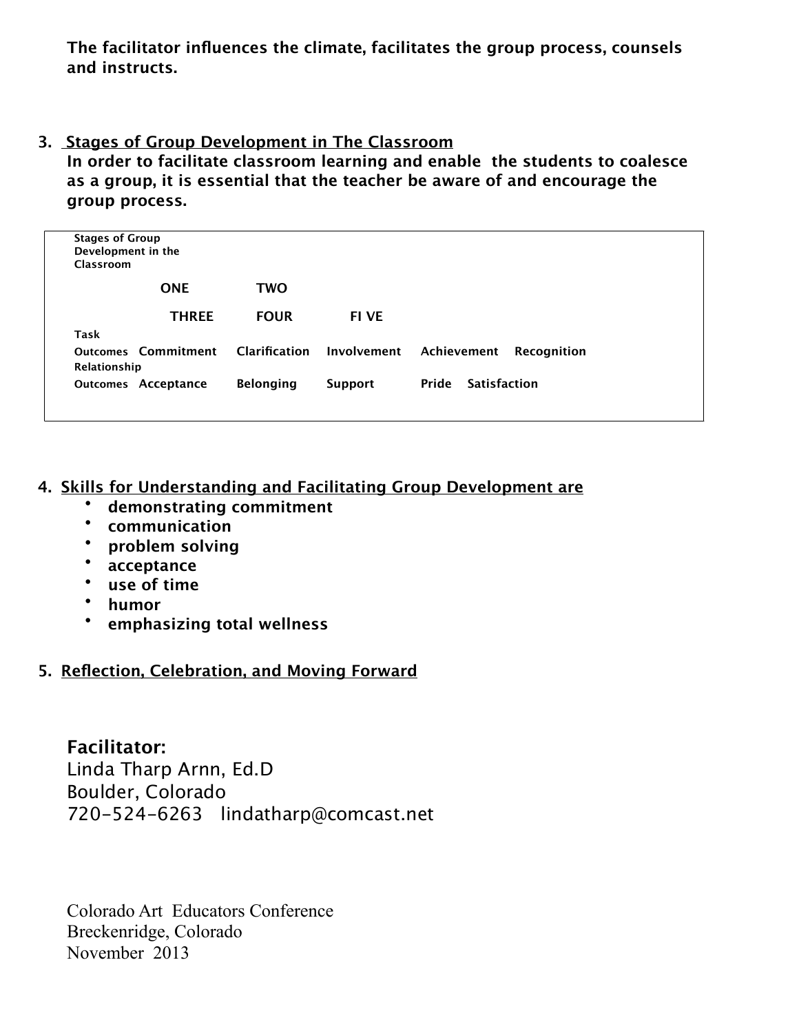**The facilitator influences the climate, facilitates the group process, counsels and instructs.**

3. **Stages of Group Development in The Classroom**

**In order to facilitate classroom learning and enable the students to coalesce as a group, it is essential that the teacher be aware of and encourage the group process.**

**Stages of Group Development in the Classroom**

| | ONE | TWO | THREE | FOUR | FI VE |
|---|---|---|---|---|---|
| Task Outcomes | Commitment | Clarification | Involvement | Achievement | Recognition |
| Relationship Outcomes | Acceptance | Belonging | Support | Pride | Satisfaction |

4. **Skills for Understanding and Facilitating Group Development are**
   - **demonstrating commitment**
   - **communication**
   - **problem solving**
   - **acceptance**
   - **use of time**
   - **humor**
   - **emphasizing total wellness**

5. **Reflection, Celebration, and Moving Forward**

**Facilitator:**
Linda Tharp Arnn, Ed.D
Boulder, Colorado
720-524-6263 lindatharp@comcast.net

Colorado Art Educators Conference
Breckenridge, Colorado
November 2013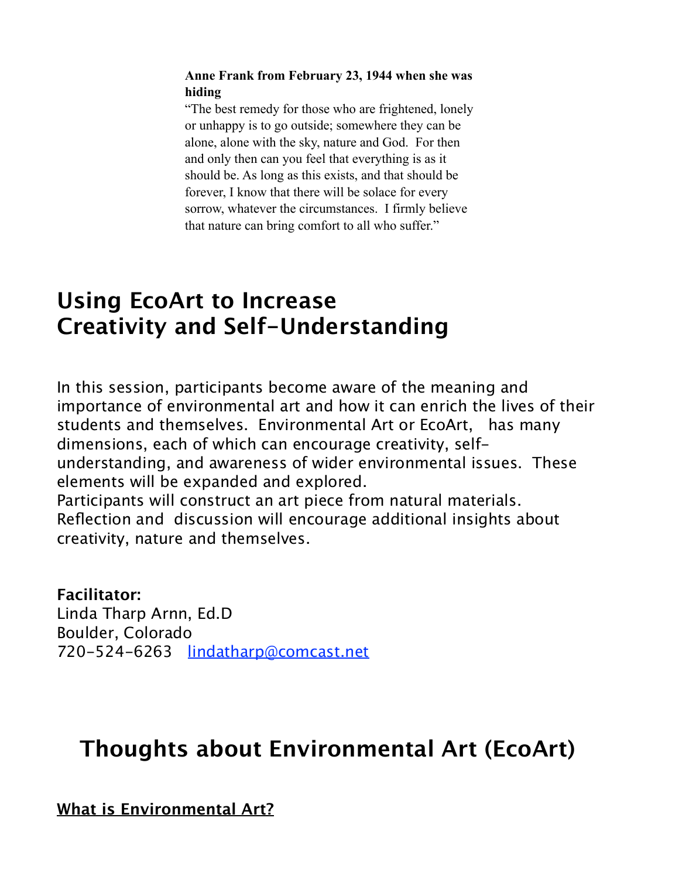**Anne Frank from February 23, 1944 when she was hiding**

"The best remedy for those who are frightened, lonely or unhappy is to go outside; somewhere they can be alone, alone with the sky, nature and God. For then and only then can you feel that everything is as it should be. As long as this exists, and that should be forever, I know that there will be solace for every sorrow, whatever the circumstances. I firmly believe that nature can bring comfort to all who suffer."

# Using EcoArt to Increase Creativity and Self-Understanding

In this session, participants become aware of the meaning and importance of environmental art and how it can enrich the lives of their students and themselves. Environmental Art or EcoArt, has many dimensions, each of which can encourage creativity, self-understanding, and awareness of wider environmental issues. These elements will be expanded and explored.
Participants will construct an art piece from natural materials. Reflection and discussion will encourage additional insights about creativity, nature and themselves.

**Facilitator:**
Linda Tharp Arnn, Ed.D
Boulder, Colorado
720-524-6263 [lindatharp@comcast.net](mailto:lindatharp@comcast.net)

# Thoughts about Environmental Art (EcoArt)

**What is Environmental Art?**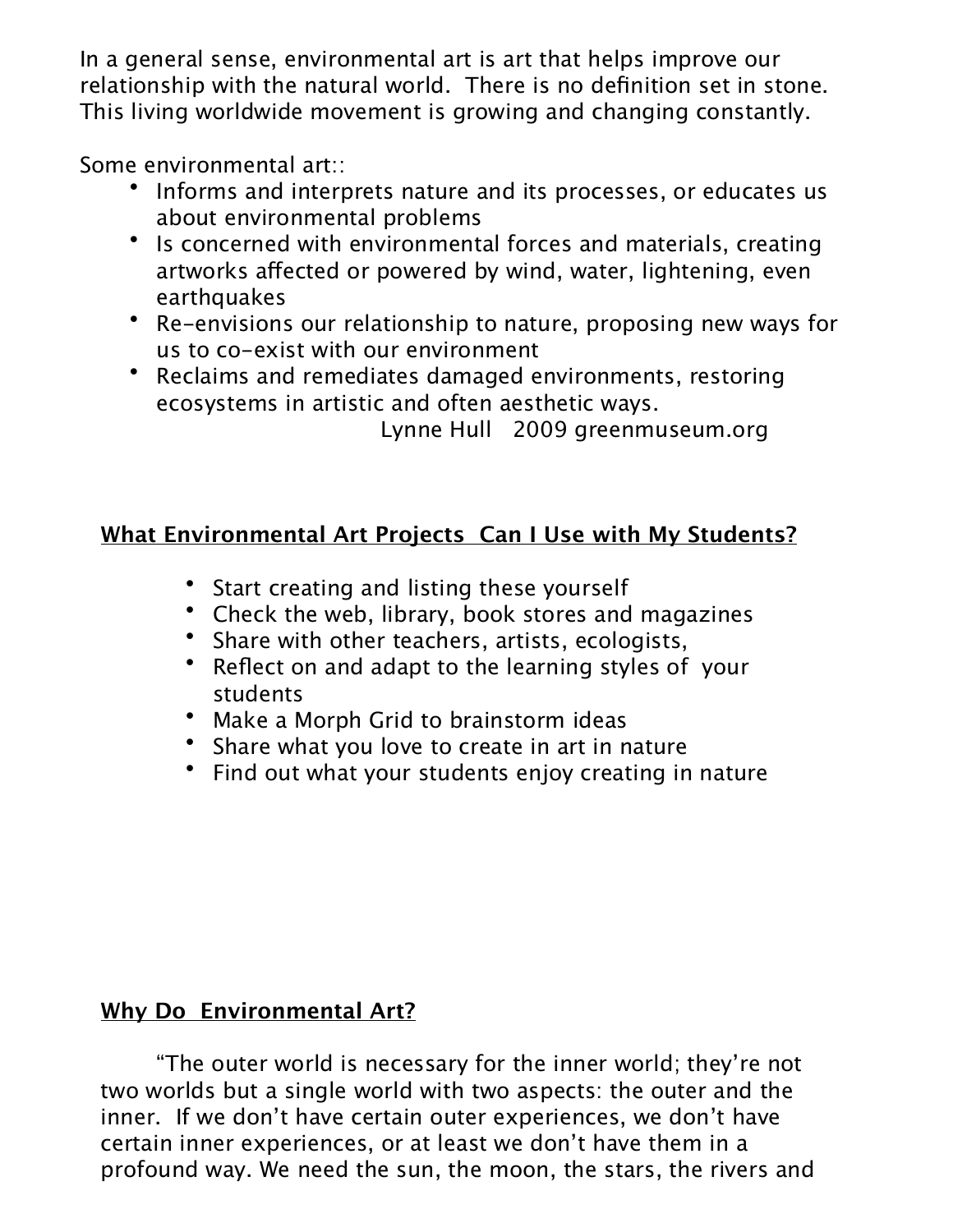In a general sense, environmental art is art that helps improve our relationship with the natural world. There is no definition set in stone. This living worldwide movement is growing and changing constantly.

Some environmental art::

- Informs and interprets nature and its processes, or educates us about environmental problems
- Is concerned with environmental forces and materials, creating artworks affected or powered by wind, water, lightening, even earthquakes
- Re-envisions our relationship to nature, proposing new ways for us to co-exist with our environment
- Reclaims and remediates damaged environments, restoring ecosystems in artistic and often aesthetic ways.

Lynne Hull 2009 greenmuseum.org

**What Environmental Art Projects Can I Use with My Students?**

- Start creating and listing these yourself
- Check the web, library, book stores and magazines
- Share with other teachers, artists, ecologists,
- Reflect on and adapt to the learning styles of your students
- Make a Morph Grid to brainstorm ideas
- Share what you love to create in art in nature
- Find out what your students enjoy creating in nature

**Why Do Environmental Art?**

"The outer world is necessary for the inner world; they're not two worlds but a single world with two aspects: the outer and the inner. If we don't have certain outer experiences, we don't have certain inner experiences, or at least we don't have them in a profound way. We need the sun, the moon, the stars, the rivers and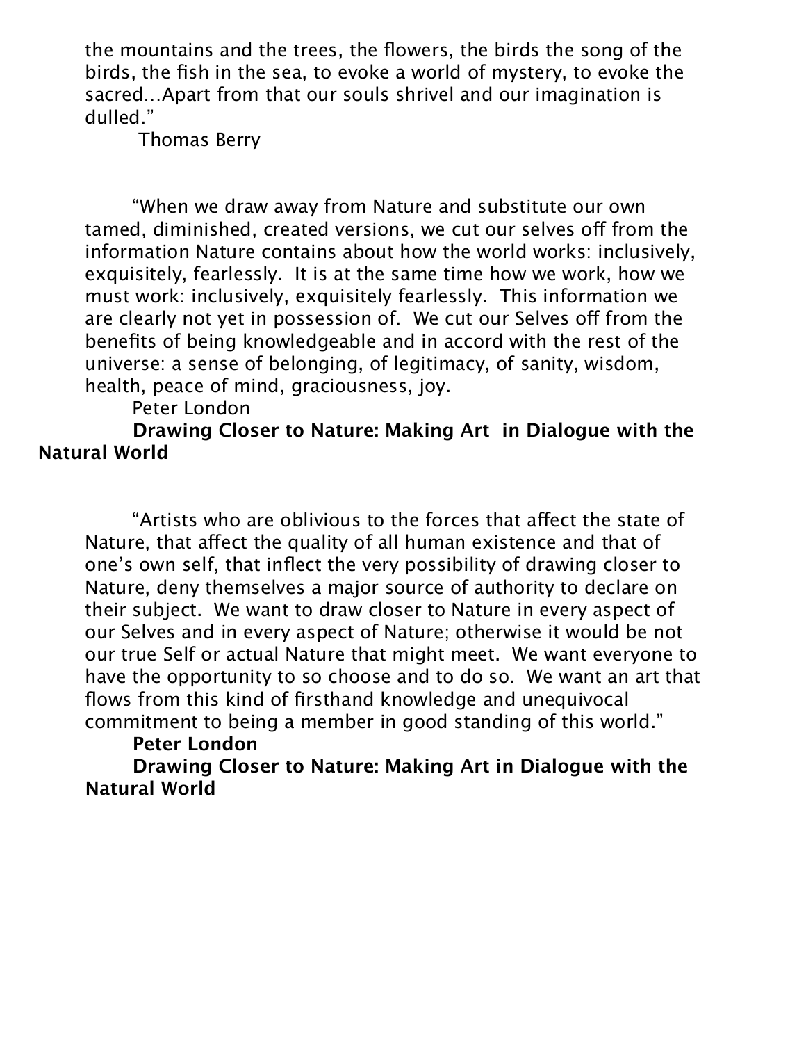the mountains and the trees, the flowers, the birds the song of the birds, the fish in the sea, to evoke a world of mystery, to evoke the sacred…Apart from that our souls shrivel and our imagination is dulled."

Thomas Berry

"When we draw away from Nature and substitute our own tamed, diminished, created versions, we cut our selves off from the information Nature contains about how the world works: inclusively, exquisitely, fearlessly. It is at the same time how we work, how we must work: inclusively, exquisitely fearlessly. This information we are clearly not yet in possession of. We cut our Selves off from the benefits of being knowledgeable and in accord with the rest of the universe: a sense of belonging, of legitimacy, of sanity, wisdom, health, peace of mind, graciousness, joy.

Peter London

**Drawing Closer to Nature: Making Art in Dialogue with the Natural World**

"Artists who are oblivious to the forces that affect the state of Nature, that affect the quality of all human existence and that of one's own self, that inflect the very possibility of drawing closer to Nature, deny themselves a major source of authority to declare on their subject. We want to draw closer to Nature in every aspect of our Selves and in every aspect of Nature; otherwise it would be not our true Self or actual Nature that might meet. We want everyone to have the opportunity to so choose and to do so. We want an art that flows from this kind of firsthand knowledge and unequivocal commitment to being a member in good standing of this world."

**Peter London**

**Drawing Closer to Nature: Making Art in Dialogue with the Natural World**